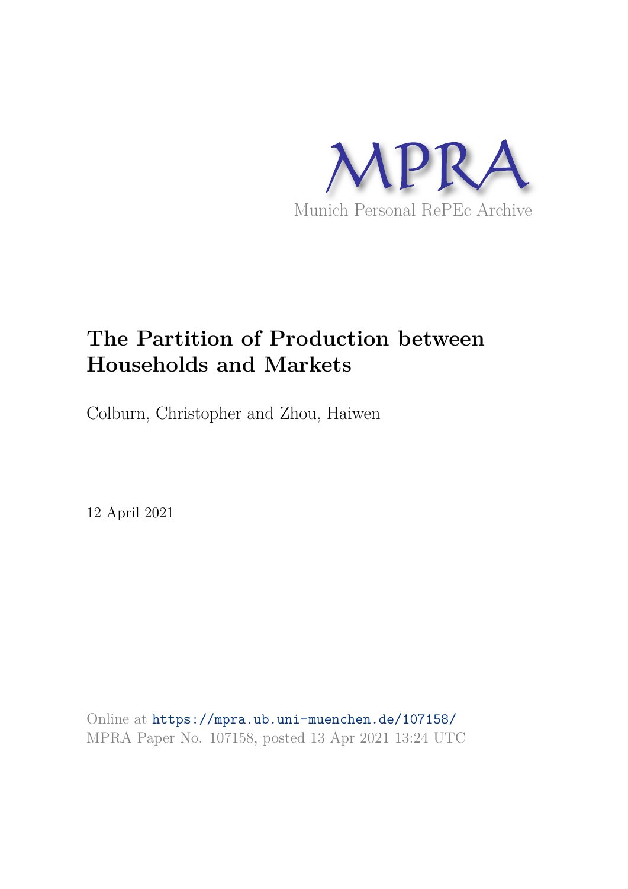MPRA

Munich Personal RePEc Archive

# The Partition of Production between Households and Markets

Colburn, Christopher and Zhou, Haiwen

12 April 2021

Online at https://mpra.ub.uni-muenchen.de/107158/
MPRA Paper No. 107158, posted 13 Apr 2021 13:24 UTC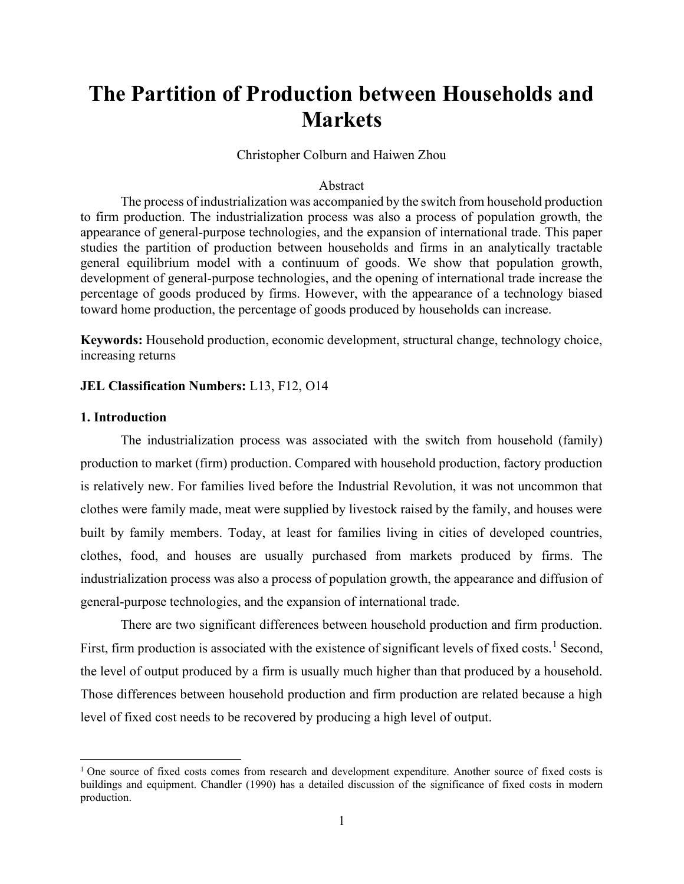# The Partition of Production between Households and Markets

Christopher Colburn and Haiwen Zhou

Abstract

The process of industrialization was accompanied by the switch from household production to firm production. The industrialization process was also a process of population growth, the appearance of general-purpose technologies, and the expansion of international trade. This paper studies the partition of production between households and firms in an analytically tractable general equilibrium model with a continuum of goods. We show that population growth, development of general-purpose technologies, and the opening of international trade increase the percentage of goods produced by firms. However, with the appearance of a technology biased toward home production, the percentage of goods produced by households can increase.

**Keywords:** Household production, economic development, structural change, technology choice, increasing returns

**JEL Classification Numbers:** L13, F12, O14

## 1. Introduction

The industrialization process was associated with the switch from household (family) production to market (firm) production. Compared with household production, factory production is relatively new. For families lived before the Industrial Revolution, it was not uncommon that clothes were family made, meat were supplied by livestock raised by the family, and houses were built by family members. Today, at least for families living in cities of developed countries, clothes, food, and houses are usually purchased from markets produced by firms. The industrialization process was also a process of population growth, the appearance and diffusion of general-purpose technologies, and the expansion of international trade.

There are two significant differences between household production and firm production. First, firm production is associated with the existence of significant levels of fixed costs.[1] Second, the level of output produced by a firm is usually much higher than that produced by a household. Those differences between household production and firm production are related because a high level of fixed cost needs to be recovered by producing a high level of output.

[1] One source of fixed costs comes from research and development expenditure. Another source of fixed costs is buildings and equipment. Chandler (1990) has a detailed discussion of the significance of fixed costs in modern production.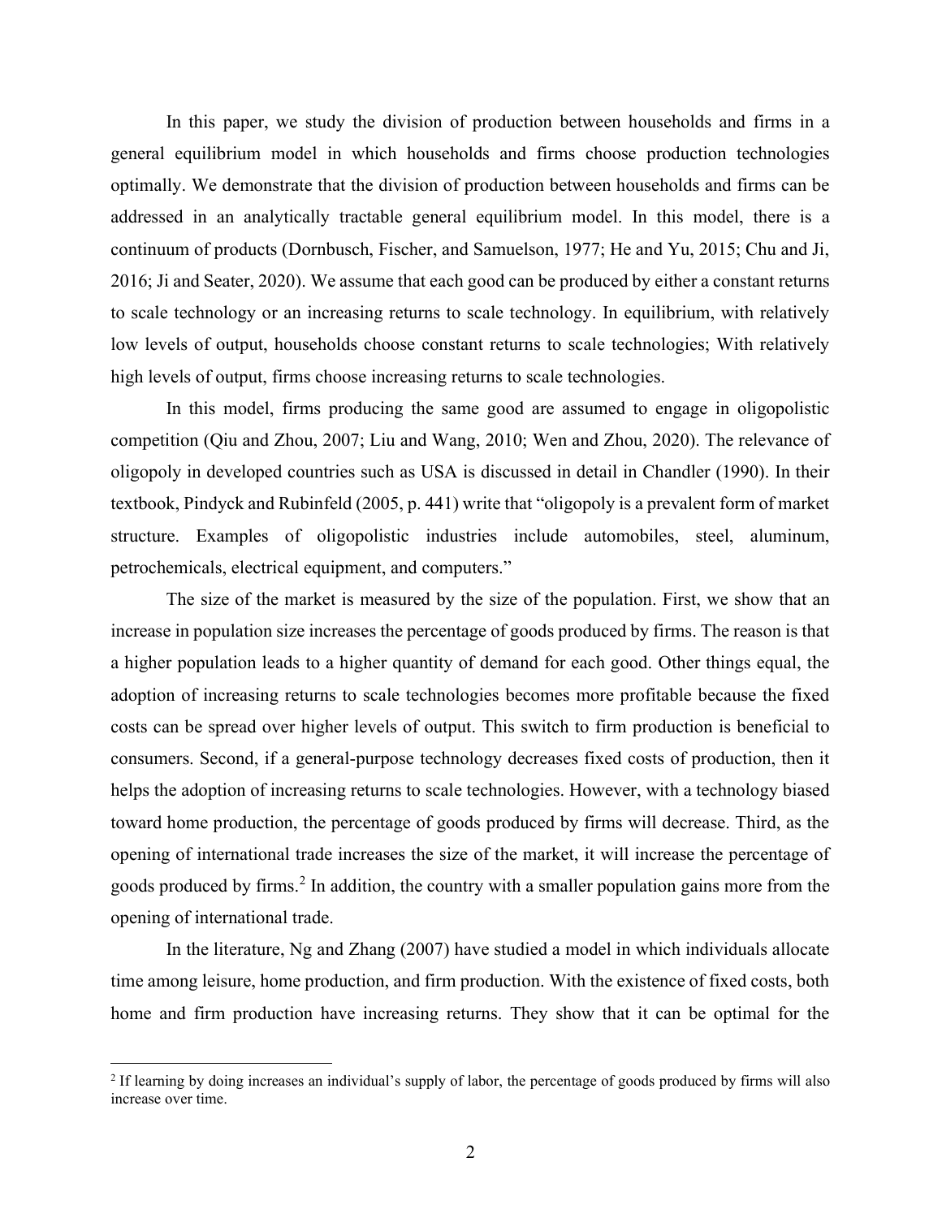In this paper, we study the division of production between households and firms in a general equilibrium model in which households and firms choose production technologies optimally. We demonstrate that the division of production between households and firms can be addressed in an analytically tractable general equilibrium model. In this model, there is a continuum of products (Dornbusch, Fischer, and Samuelson, 1977; He and Yu, 2015; Chu and Ji, 2016; Ji and Seater, 2020). We assume that each good can be produced by either a constant returns to scale technology or an increasing returns to scale technology. In equilibrium, with relatively low levels of output, households choose constant returns to scale technologies; With relatively high levels of output, firms choose increasing returns to scale technologies.

In this model, firms producing the same good are assumed to engage in oligopolistic competition (Qiu and Zhou, 2007; Liu and Wang, 2010; Wen and Zhou, 2020). The relevance of oligopoly in developed countries such as USA is discussed in detail in Chandler (1990). In their textbook, Pindyck and Rubinfeld (2005, p. 441) write that "oligopoly is a prevalent form of market structure. Examples of oligopolistic industries include automobiles, steel, aluminum, petrochemicals, electrical equipment, and computers."

The size of the market is measured by the size of the population. First, we show that an increase in population size increases the percentage of goods produced by firms. The reason is that a higher population leads to a higher quantity of demand for each good. Other things equal, the adoption of increasing returns to scale technologies becomes more profitable because the fixed costs can be spread over higher levels of output. This switch to firm production is beneficial to consumers. Second, if a general-purpose technology decreases fixed costs of production, then it helps the adoption of increasing returns to scale technologies. However, with a technology biased toward home production, the percentage of goods produced by firms will decrease. Third, as the opening of international trade increases the size of the market, it will increase the percentage of goods produced by firms.[2] In addition, the country with a smaller population gains more from the opening of international trade.

In the literature, Ng and Zhang (2007) have studied a model in which individuals allocate time among leisure, home production, and firm production. With the existence of fixed costs, both home and firm production have increasing returns. They show that it can be optimal for the

[2] If learning by doing increases an individual's supply of labor, the percentage of goods produced by firms will also increase over time.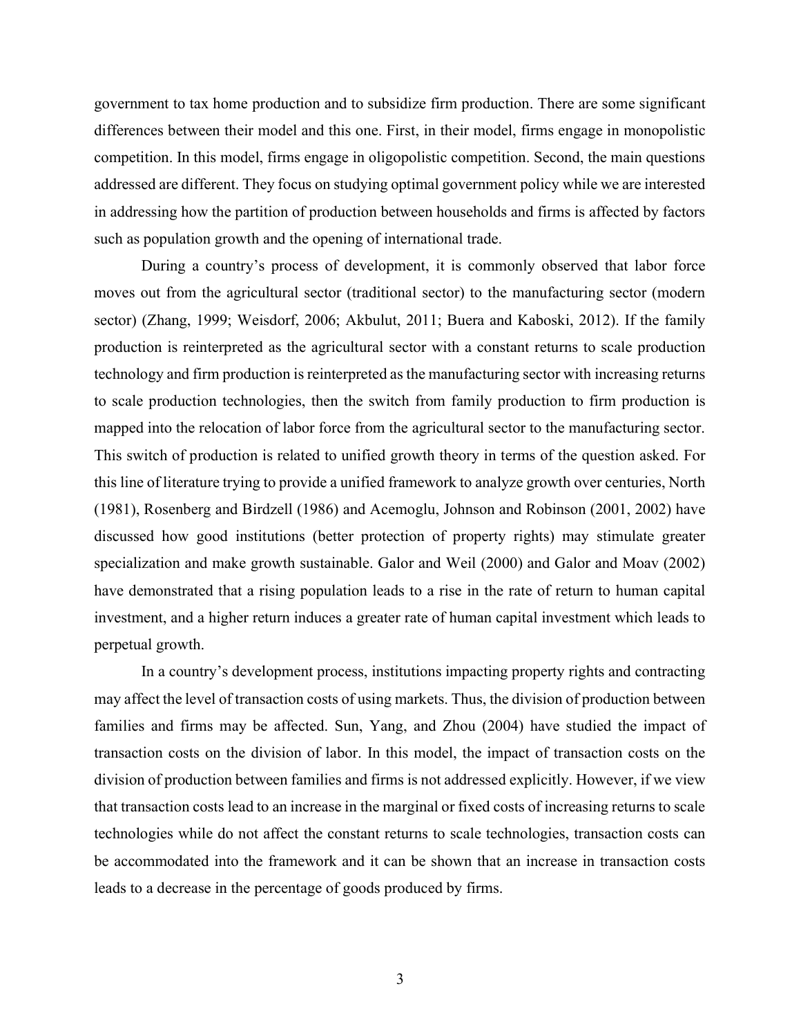government to tax home production and to subsidize firm production. There are some significant differences between their model and this one. First, in their model, firms engage in monopolistic competition. In this model, firms engage in oligopolistic competition. Second, the main questions addressed are different. They focus on studying optimal government policy while we are interested in addressing how the partition of production between households and firms is affected by factors such as population growth and the opening of international trade.

During a country's process of development, it is commonly observed that labor force moves out from the agricultural sector (traditional sector) to the manufacturing sector (modern sector) (Zhang, 1999; Weisdorf, 2006; Akbulut, 2011; Buera and Kaboski, 2012). If the family production is reinterpreted as the agricultural sector with a constant returns to scale production technology and firm production is reinterpreted as the manufacturing sector with increasing returns to scale production technologies, then the switch from family production to firm production is mapped into the relocation of labor force from the agricultural sector to the manufacturing sector. This switch of production is related to unified growth theory in terms of the question asked. For this line of literature trying to provide a unified framework to analyze growth over centuries, North (1981), Rosenberg and Birdzell (1986) and Acemoglu, Johnson and Robinson (2001, 2002) have discussed how good institutions (better protection of property rights) may stimulate greater specialization and make growth sustainable. Galor and Weil (2000) and Galor and Moav (2002) have demonstrated that a rising population leads to a rise in the rate of return to human capital investment, and a higher return induces a greater rate of human capital investment which leads to perpetual growth.

In a country's development process, institutions impacting property rights and contracting may affect the level of transaction costs of using markets. Thus, the division of production between families and firms may be affected. Sun, Yang, and Zhou (2004) have studied the impact of transaction costs on the division of labor. In this model, the impact of transaction costs on the division of production between families and firms is not addressed explicitly. However, if we view that transaction costs lead to an increase in the marginal or fixed costs of increasing returns to scale technologies while do not affect the constant returns to scale technologies, transaction costs can be accommodated into the framework and it can be shown that an increase in transaction costs leads to a decrease in the percentage of goods produced by firms.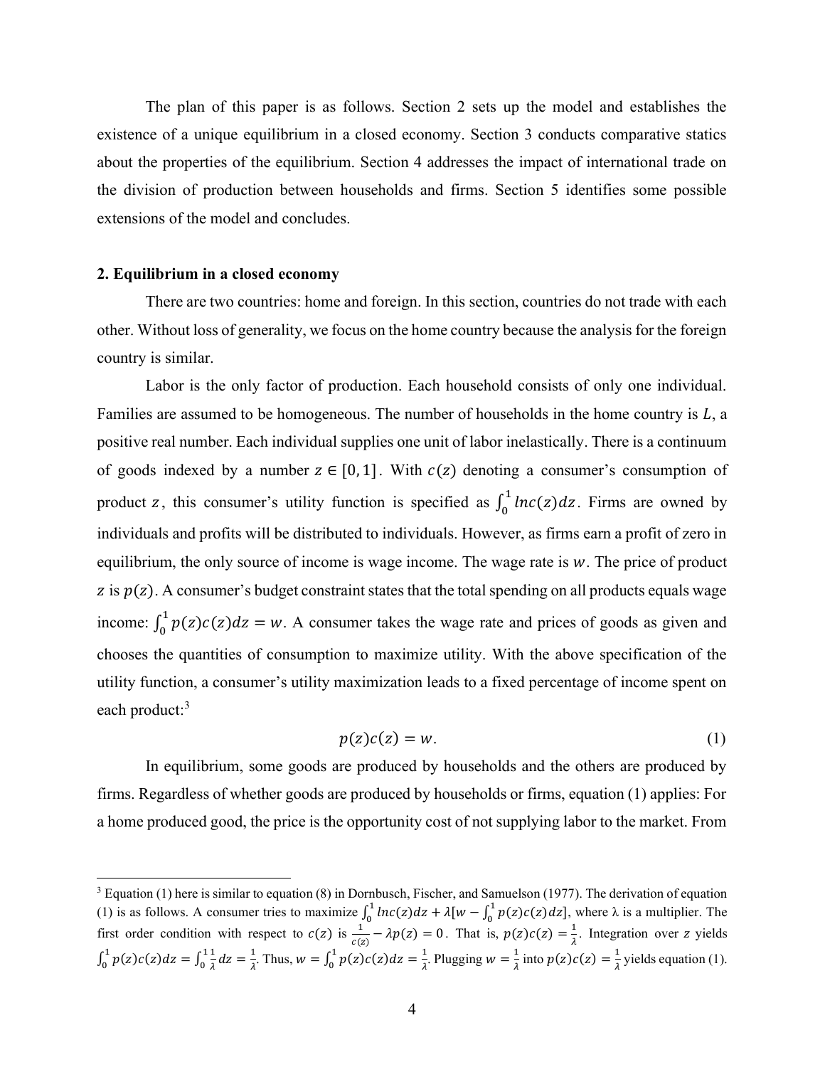The plan of this paper is as follows. Section 2 sets up the model and establishes the existence of a unique equilibrium in a closed economy. Section 3 conducts comparative statics about the properties of the equilibrium. Section 4 addresses the impact of international trade on the division of production between households and firms. Section 5 identifies some possible extensions of the model and concludes.

## 2. Equilibrium in a closed economy

There are two countries: home and foreign. In this section, countries do not trade with each other. Without loss of generality, we focus on the home country because the analysis for the foreign country is similar.

Labor is the only factor of production. Each household consists of only one individual. Families are assumed to be homogeneous. The number of households in the home country is $L$, a positive real number. Each individual supplies one unit of labor inelastically. There is a continuum of goods indexed by a number $z \in [0, 1]$. With $c(z)$ denoting a consumer's consumption of product $z$, this consumer's utility function is specified as $\int_0^1 lnc(z)dz$. Firms are owned by individuals and profits will be distributed to individuals. However, as firms earn a profit of zero in equilibrium, the only source of income is wage income. The wage rate is $w$. The price of product $z$ is $p(z)$. A consumer's budget constraint states that the total spending on all products equals wage income: $\int_0^1 p(z)c(z)dz = w$. A consumer takes the wage rate and prices of goods as given and chooses the quantities of consumption to maximize utility. With the above specification of the utility function, a consumer's utility maximization leads to a fixed percentage of income spent on each product:[3]

$$p(z)c(z) = w. \tag{1}$$

In equilibrium, some goods are produced by households and the others are produced by firms. Regardless of whether goods are produced by households or firms, equation (1) applies: For a home produced good, the price is the opportunity cost of not supplying labor to the market. From

---

[3] Equation (1) here is similar to equation (8) in Dornbusch, Fischer, and Samuelson (1977). The derivation of equation (1) is as follows. A consumer tries to maximize $\int_0^1 lnc(z)dz + \lambda[w - \int_0^1 p(z)c(z)dz]$, where λ is a multiplier. The first order condition with respect to $c(z)$ is $\frac{1}{c(z)} - \lambda p(z) = 0$. That is, $p(z)c(z) = \frac{1}{\lambda}$. Integration over $z$ yields $\int_0^1 p(z)c(z)dz = \int_0^1 \frac{1}{\lambda}dz = \frac{1}{\lambda}$. Thus, $w = \int_0^1 p(z)c(z)dz = \frac{1}{\lambda}$. Plugging $w = \frac{1}{\lambda}$ into $p(z)c(z) = \frac{1}{\lambda}$ yields equation (1).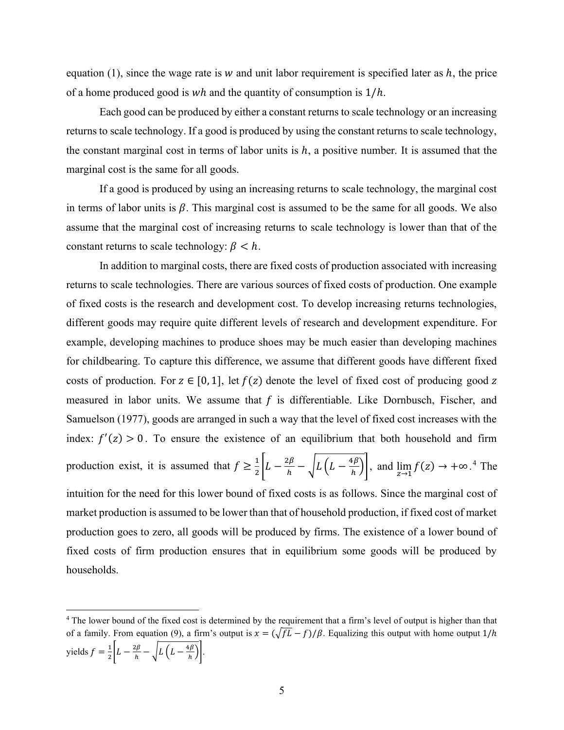equation (1), since the wage rate is $w$ and unit labor requirement is specified later as $h$, the price of a home produced good is $wh$ and the quantity of consumption is $1/h$.

Each good can be produced by either a constant returns to scale technology or an increasing returns to scale technology. If a good is produced by using the constant returns to scale technology, the constant marginal cost in terms of labor units is $h$, a positive number. It is assumed that the marginal cost is the same for all goods.

If a good is produced by using an increasing returns to scale technology, the marginal cost in terms of labor units is $\beta$. This marginal cost is assumed to be the same for all goods. We also assume that the marginal cost of increasing returns to scale technology is lower than that of the constant returns to scale technology: $\beta < h$.

In addition to marginal costs, there are fixed costs of production associated with increasing returns to scale technologies. There are various sources of fixed costs of production. One example of fixed costs is the research and development cost. To develop increasing returns technologies, different goods may require quite different levels of research and development expenditure. For example, developing machines to produce shoes may be much easier than developing machines for childbearing. To capture this difference, we assume that different goods have different fixed costs of production. For $z \in [0, 1]$, let $f(z)$ denote the level of fixed cost of producing good $z$ measured in labor units. We assume that $f$ is differentiable. Like Dornbusch, Fischer, and Samuelson (1977), goods are arranged in such a way that the level of fixed cost increases with the index: $f'(z) > 0$. To ensure the existence of an equilibrium that both household and firm production exist, it is assumed that $f \geq \frac{1}{2}\left[L - \frac{2\beta}{h} - \sqrt{L\left(L - \frac{4\beta}{h}\right)}\right]$, and $\lim_{z \to 1} f(z) \to +\infty$.[4] The intuition for the need for this lower bound of fixed costs is as follows. Since the marginal cost of market production is assumed to be lower than that of household production, if fixed cost of market production goes to zero, all goods will be produced by firms. The existence of a lower bound of fixed costs of firm production ensures that in equilibrium some goods will be produced by households.

[4] The lower bound of the fixed cost is determined by the requirement that a firm's level of output is higher than that of a family. From equation (9), a firm's output is $x = (\sqrt{fL} - f)/\beta$. Equalizing this output with home output $1/h$ yields $f = \frac{1}{2}\left[L - \frac{2\beta}{h} - \sqrt{L\left(L - \frac{4\beta}{h}\right)}\right]$.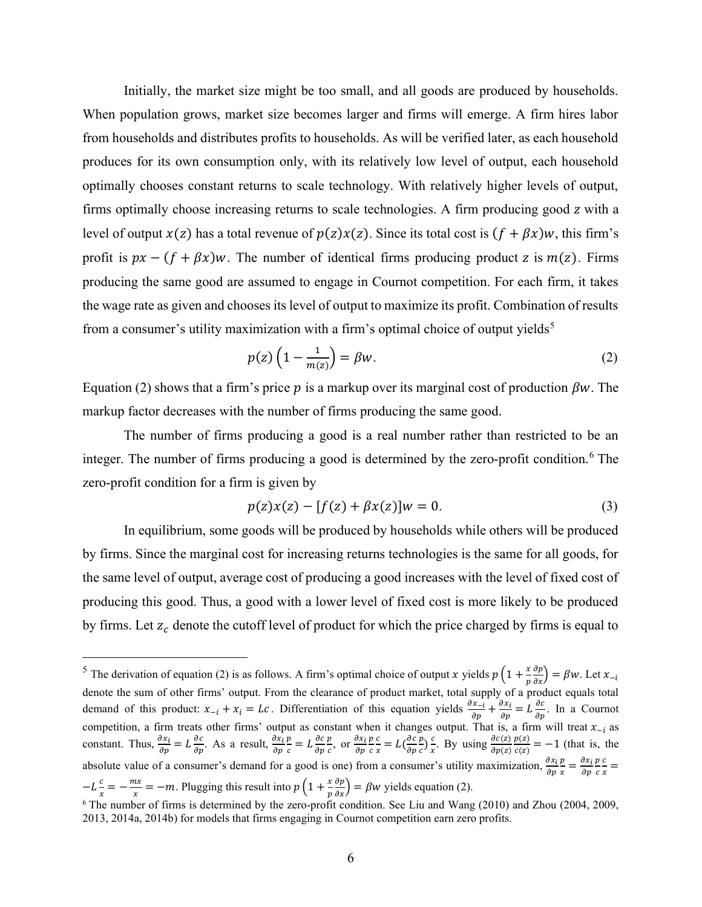Initially, the market size might be too small, and all goods are produced by households. When population grows, market size becomes larger and firms will emerge. A firm hires labor from households and distributes profits to households. As will be verified later, as each household produces for its own consumption only, with its relatively low level of output, each household optimally chooses constant returns to scale technology. With relatively higher levels of output, firms optimally choose increasing returns to scale technologies. A firm producing good $z$ with a level of output $x(z)$ has a total revenue of $p(z)x(z)$. Since its total cost is $(f + \beta x)w$, this firm's profit is $px - (f + \beta x)w$. The number of identical firms producing product $z$ is $m(z)$. Firms producing the same good are assumed to engage in Cournot competition. For each firm, it takes the wage rate as given and chooses its level of output to maximize its profit. Combination of results from a consumer's utility maximization with a firm's optimal choice of output yields[5]

$$p(z)\left(1 - \frac{1}{m(z)}\right) = \beta w. \tag{2}$$

Equation (2) shows that a firm's price $p$ is a markup over its marginal cost of production $\beta w$. The markup factor decreases with the number of firms producing the same good.

The number of firms producing a good is a real number rather than restricted to be an integer. The number of firms producing a good is determined by the zero-profit condition.[6] The zero-profit condition for a firm is given by

$$p(z)x(z) - [f(z) + \beta x(z)]w = 0. \tag{3}$$

In equilibrium, some goods will be produced by households while others will be produced by firms. Since the marginal cost for increasing returns technologies is the same for all goods, for the same level of output, average cost of producing a good increases with the level of fixed cost of producing this good. Thus, a good with a lower level of fixed cost is more likely to be produced by firms. Let $z_c$ denote the cutoff level of product for which the price charged by firms is equal to

---

[5] The derivation of equation (2) is as follows. A firm's optimal choice of output $x$ yields $p\left(1 + \frac{x}{p}\frac{\partial p}{\partial x}\right) = \beta w$. Let $x_{-i}$ denote the sum of other firms' output. From the clearance of product market, total supply of a product equals total demand of this product: $x_{-i} + x_i = Lc$. Differentiation of this equation yields $\frac{\partial x_{-i}}{\partial p} + \frac{\partial x_i}{\partial p} = L\frac{\partial c}{\partial p}$. In a Cournot competition, a firm treats other firms' output as constant when it changes output. That is, a firm will treat $x_{-i}$ as constant. Thus, $\frac{\partial x_i}{\partial p} = L\frac{\partial c}{\partial p}$. As a result, $\frac{\partial x_i}{\partial p}\frac{p}{c} = L\frac{\partial c}{\partial p}\frac{p}{c}$, or $\frac{\partial x_i}{\partial p}\frac{p}{c}\frac{c}{x} = L(\frac{\partial c}{\partial p}\frac{p}{c})\frac{c}{x}$. By using $\frac{\partial c(z)}{\partial p(z)}\frac{p(z)}{c(z)} = -1$ (that is, the absolute value of a consumer's demand for a good is one) from a consumer's utility maximization, $\frac{\partial x_i}{\partial p}\frac{p}{x} = \frac{\partial x_i}{\partial p}\frac{p}{c}\frac{c}{x} = -L\frac{c}{x} = -\frac{mx}{x} = -m$. Plugging this result into $p\left(1 + \frac{x}{p}\frac{\partial p}{\partial x}\right) = \beta w$ yields equation (2).

[6] The number of firms is determined by the zero-profit condition. See Liu and Wang (2010) and Zhou (2004, 2009, 2013, 2014a, 2014b) for models that firms engaging in Cournot competition earn zero profits.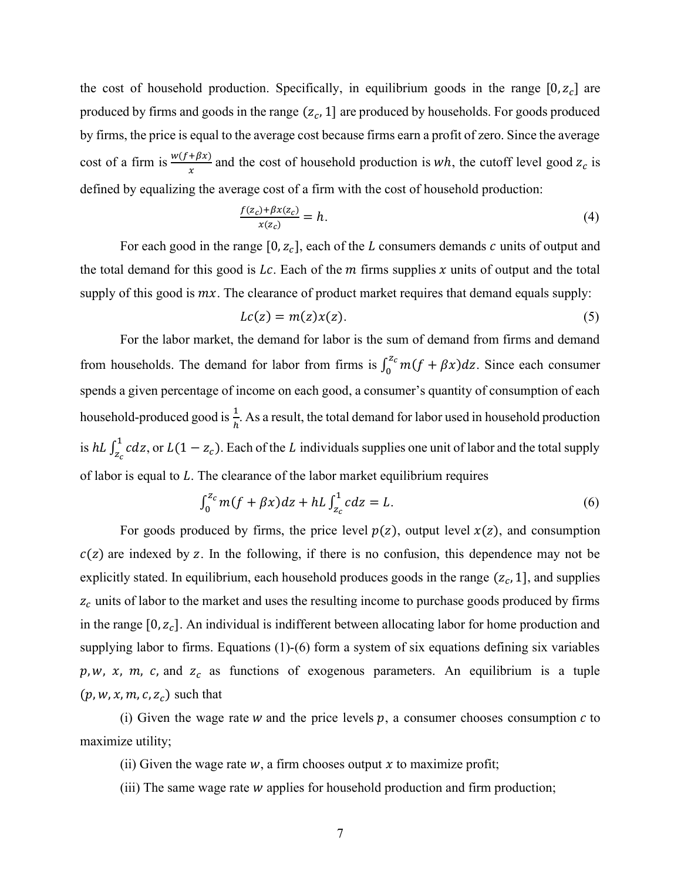the cost of household production. Specifically, in equilibrium goods in the range $[0, z_c]$ are produced by firms and goods in the range $(z_c, 1]$ are produced by households. For goods produced by firms, the price is equal to the average cost because firms earn a profit of zero. Since the average cost of a firm is $\frac{w(f+\beta x)}{x}$ and the cost of household production is $wh$, the cutoff level good $z_c$ is defined by equalizing the average cost of a firm with the cost of household production:

$$\frac{f(z_c)+\beta x(z_c)}{x(z_c)} = h. \tag{4}$$

For each good in the range $[0, z_c]$, each of the $L$ consumers demands $c$ units of output and the total demand for this good is $Lc$. Each of the $m$ firms supplies $x$ units of output and the total supply of this good is $mx$. The clearance of product market requires that demand equals supply:

$$Lc(z) = m(z)x(z). \tag{5}$$

For the labor market, the demand for labor is the sum of demand from firms and demand from households. The demand for labor from firms is $\int_0^{z_c} m(f + \beta x)dz$. Since each consumer spends a given percentage of income on each good, a consumer's quantity of consumption of each household-produced good is $\frac{1}{h}$. As a result, the total demand for labor used in household production is $hL\int_{z_c}^1 c dz$, or $L(1 - z_c)$. Each of the $L$ individuals supplies one unit of labor and the total supply of labor is equal to $L$. The clearance of the labor market equilibrium requires

$$\int_0^{z_c} m(f + \beta x)dz + hL\int_{z_c}^1 c dz = L. \tag{6}$$

For goods produced by firms, the price level $p(z)$, output level $x(z)$, and consumption $c(z)$ are indexed by $z$. In the following, if there is no confusion, this dependence may not be explicitly stated. In equilibrium, each household produces goods in the range $(z_c, 1]$, and supplies $z_c$ units of labor to the market and uses the resulting income to purchase goods produced by firms in the range $[0, z_c]$. An individual is indifferent between allocating labor for home production and supplying labor to firms. Equations (1)-(6) form a system of six equations defining six variables $p, w, x, m, c$, and $z_c$ as functions of exogenous parameters. An equilibrium is a tuple $(p, w, x, m, c, z_c)$ such that

(i) Given the wage rate $w$ and the price levels $p$, a consumer chooses consumption $c$ to maximize utility;

(ii) Given the wage rate $w$, a firm chooses output $x$ to maximize profit;

(iii) The same wage rate $w$ applies for household production and firm production;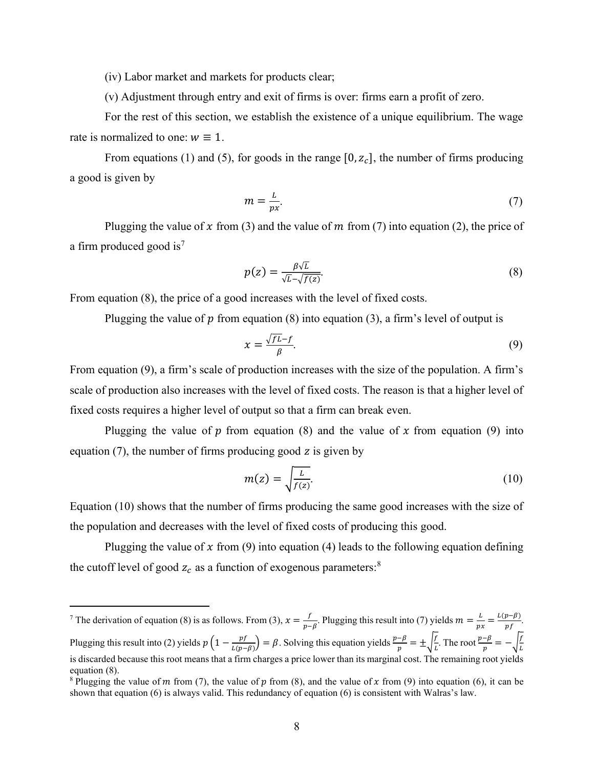(iv) Labor market and markets for products clear;

(v) Adjustment through entry and exit of firms is over: firms earn a profit of zero.

For the rest of this section, we establish the existence of a unique equilibrium. The wage rate is normalized to one: $w \equiv 1$.

From equations (1) and (5), for goods in the range $[0, z_c]$, the number of firms producing a good is given by

$$m = \frac{L}{px}. \tag{7}$$

Plugging the value of $x$ from (3) and the value of $m$ from (7) into equation (2), the price of a firm produced good is[7]

$$p(z) = \frac{\beta\sqrt{L}}{\sqrt{L} - \sqrt{f(z)}}. \tag{8}$$

From equation (8), the price of a good increases with the level of fixed costs.

Plugging the value of $p$ from equation (8) into equation (3), a firm's level of output is

$$x = \frac{\sqrt{fL} - f}{\beta}. \tag{9}$$

From equation (9), a firm's scale of production increases with the size of the population. A firm's scale of production also increases with the level of fixed costs. The reason is that a higher level of fixed costs requires a higher level of output so that a firm can break even.

Plugging the value of $p$ from equation (8) and the value of $x$ from equation (9) into equation (7), the number of firms producing good $z$ is given by

$$m(z) = \sqrt{\frac{L}{f(z)}}. \tag{10}$$

Equation (10) shows that the number of firms producing the same good increases with the size of the population and decreases with the level of fixed costs of producing this good.

Plugging the value of $x$ from (9) into equation (4) leads to the following equation defining the cutoff level of good $z_c$ as a function of exogenous parameters:[8]

---

[7] The derivation of equation (8) is as follows. From (3), $x = \frac{f}{p-\beta}$. Plugging this result into (7) yields $m = \frac{L}{px} = \frac{L(p-\beta)}{pf}$. Plugging this result into (2) yields $p\left(1 - \frac{pf}{L(p-\beta)}\right) = \beta$. Solving this equation yields $\frac{p-\beta}{p} = \pm\sqrt{\frac{f}{L}}$. The root $\frac{p-\beta}{p} = -\sqrt{\frac{f}{L}}$ is discarded because this root means that a firm charges a price lower than its marginal cost. The remaining root yields equation (8).

[8] Plugging the value of $m$ from (7), the value of $p$ from (8), and the value of $x$ from (9) into equation (6), it can be shown that equation (6) is always valid. This redundancy of equation (6) is consistent with Walras's law.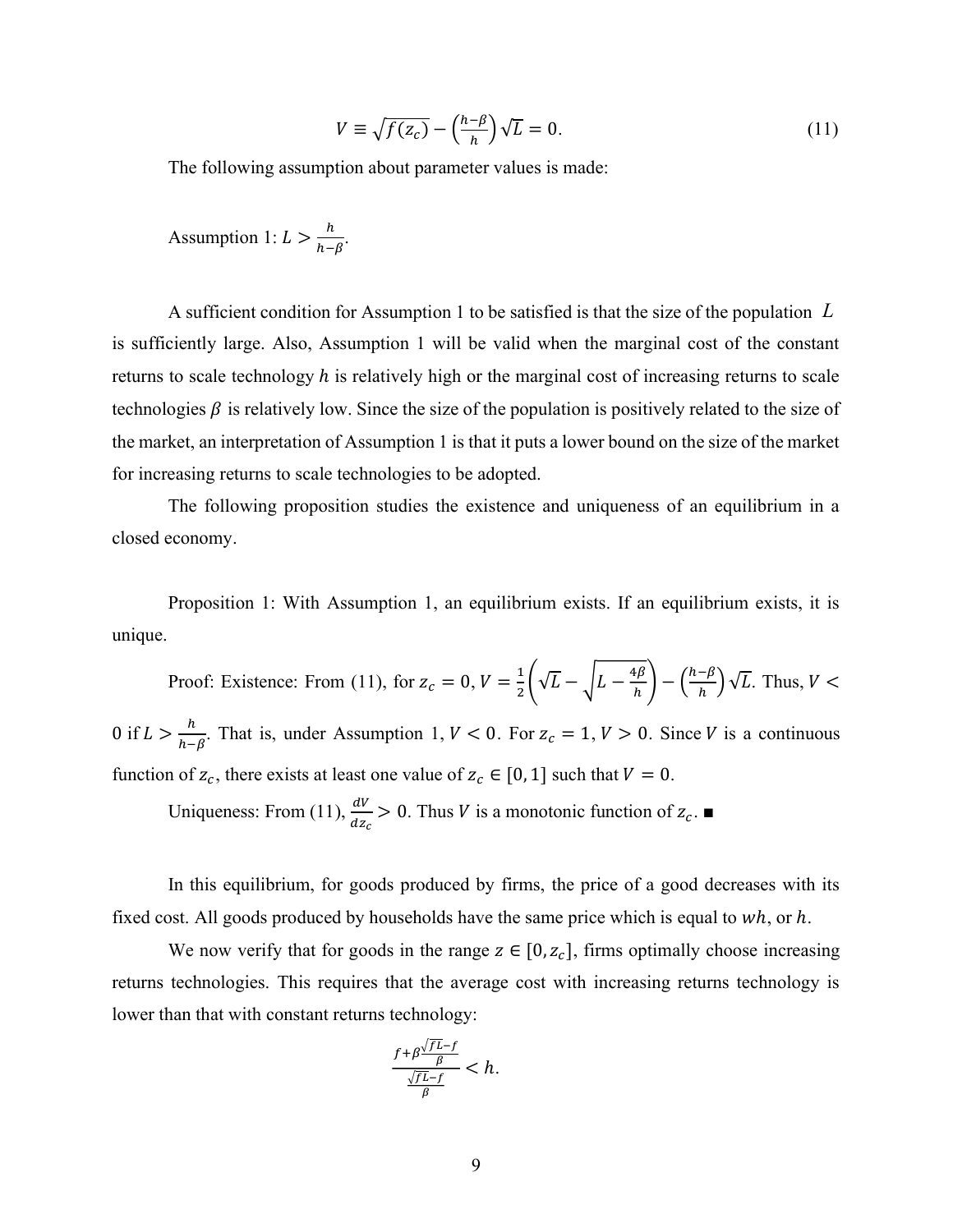$$V \equiv \sqrt{f(z_c)} - \left(\frac{h-\beta}{h}\right)\sqrt{L} = 0. \tag{11}$$

The following assumption about parameter values is made:

Assumption 1: $L > \frac{h}{h-\beta}$.

A sufficient condition for Assumption 1 to be satisfied is that the size of the population $L$ is sufficiently large. Also, Assumption 1 will be valid when the marginal cost of the constant returns to scale technology $h$ is relatively high or the marginal cost of increasing returns to scale technologies $\beta$ is relatively low. Since the size of the population is positively related to the size of the market, an interpretation of Assumption 1 is that it puts a lower bound on the size of the market for increasing returns to scale technologies to be adopted.

The following proposition studies the existence and uniqueness of an equilibrium in a closed economy.

Proposition 1: With Assumption 1, an equilibrium exists. If an equilibrium exists, it is unique.

Proof: Existence: From (11), for $z_c = 0$, $V = \frac{1}{2}\left(\sqrt{L} - \sqrt{L - \frac{4\beta}{h}}\right) - \left(\frac{h-\beta}{h}\right)\sqrt{L}$. Thus, $V < 0$ if $L > \frac{h}{h-\beta}$. That is, under Assumption 1, $V < 0$. For $z_c = 1$, $V > 0$. Since $V$ is a continuous function of $z_c$, there exists at least one value of $z_c \in [0, 1]$ such that $V = 0$.

Uniqueness: From (11), $\frac{dV}{dz_c} > 0$. Thus $V$ is a monotonic function of $z_c$. ■

In this equilibrium, for goods produced by firms, the price of a good decreases with its fixed cost. All goods produced by households have the same price which is equal to $wh$, or $h$.

We now verify that for goods in the range $z \in [0, z_c]$, firms optimally choose increasing returns technologies. This requires that the average cost with increasing returns technology is lower than that with constant returns technology:

$$\frac{f + \beta\frac{\sqrt{fL}-f}{\beta}}{\frac{\sqrt{fL}-f}{\beta}} < h.$$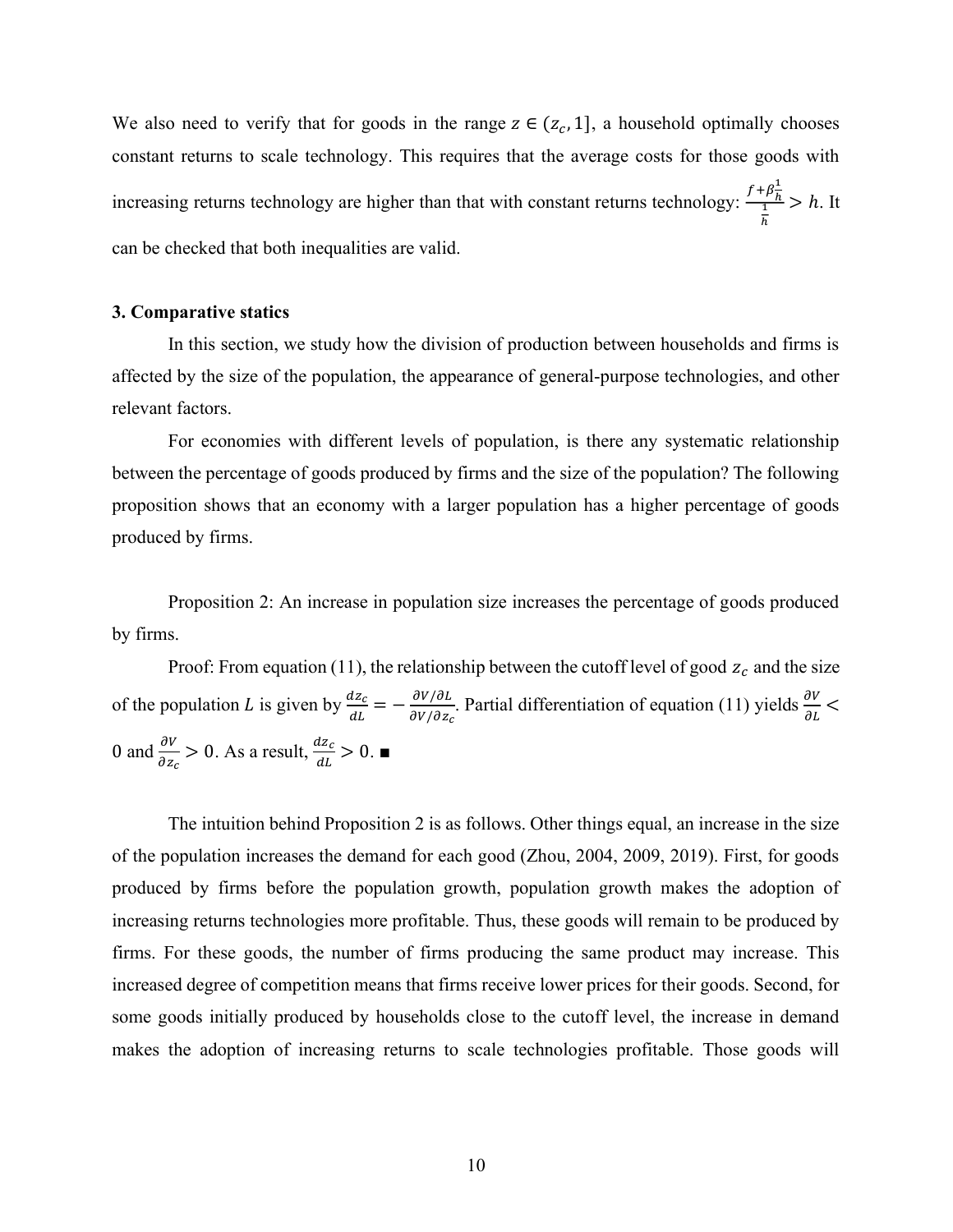We also need to verify that for goods in the range $z \in (z_c, 1]$, a household optimally chooses constant returns to scale technology. This requires that the average costs for those goods with increasing returns technology are higher than that with constant returns technology: $\frac{f+\beta\frac{1}{h}}{\frac{1}{h}} > h$. It can be checked that both inequalities are valid.

### 3. Comparative statics

In this section, we study how the division of production between households and firms is affected by the size of the population, the appearance of general-purpose technologies, and other relevant factors.

For economies with different levels of population, is there any systematic relationship between the percentage of goods produced by firms and the size of the population? The following proposition shows that an economy with a larger population has a higher percentage of goods produced by firms.

Proposition 2: An increase in population size increases the percentage of goods produced by firms.

Proof: From equation (11), the relationship between the cutoff level of good $z_c$ and the size of the population $L$ is given by $\frac{dz_c}{dL} = -\frac{\partial V/\partial L}{\partial V/\partial z_c}$. Partial differentiation of equation (11) yields $\frac{\partial V}{\partial L} < 0$ and $\frac{\partial V}{\partial z_c} > 0$. As a result, $\frac{dz_c}{dL} > 0$. ■

The intuition behind Proposition 2 is as follows. Other things equal, an increase in the size of the population increases the demand for each good (Zhou, 2004, 2009, 2019). First, for goods produced by firms before the population growth, population growth makes the adoption of increasing returns technologies more profitable. Thus, these goods will remain to be produced by firms. For these goods, the number of firms producing the same product may increase. This increased degree of competition means that firms receive lower prices for their goods. Second, for some goods initially produced by households close to the cutoff level, the increase in demand makes the adoption of increasing returns to scale technologies profitable. Those goods will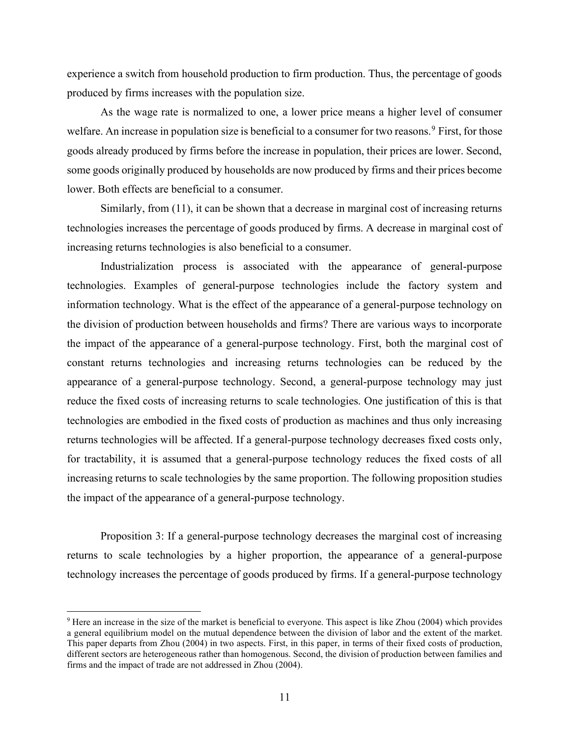experience a switch from household production to firm production. Thus, the percentage of goods produced by firms increases with the population size.

As the wage rate is normalized to one, a lower price means a higher level of consumer welfare. An increase in population size is beneficial to a consumer for two reasons.[9] First, for those goods already produced by firms before the increase in population, their prices are lower. Second, some goods originally produced by households are now produced by firms and their prices become lower. Both effects are beneficial to a consumer.

Similarly, from (11), it can be shown that a decrease in marginal cost of increasing returns technologies increases the percentage of goods produced by firms. A decrease in marginal cost of increasing returns technologies is also beneficial to a consumer.

Industrialization process is associated with the appearance of general-purpose technologies. Examples of general-purpose technologies include the factory system and information technology. What is the effect of the appearance of a general-purpose technology on the division of production between households and firms? There are various ways to incorporate the impact of the appearance of a general-purpose technology. First, both the marginal cost of constant returns technologies and increasing returns technologies can be reduced by the appearance of a general-purpose technology. Second, a general-purpose technology may just reduce the fixed costs of increasing returns to scale technologies. One justification of this is that technologies are embodied in the fixed costs of production as machines and thus only increasing returns technologies will be affected. If a general-purpose technology decreases fixed costs only, for tractability, it is assumed that a general-purpose technology reduces the fixed costs of all increasing returns to scale technologies by the same proportion. The following proposition studies the impact of the appearance of a general-purpose technology.

Proposition 3: If a general-purpose technology decreases the marginal cost of increasing returns to scale technologies by a higher proportion, the appearance of a general-purpose technology increases the percentage of goods produced by firms. If a general-purpose technology

[9] Here an increase in the size of the market is beneficial to everyone. This aspect is like Zhou (2004) which provides a general equilibrium model on the mutual dependence between the division of labor and the extent of the market. This paper departs from Zhou (2004) in two aspects. First, in this paper, in terms of their fixed costs of production, different sectors are heterogeneous rather than homogenous. Second, the division of production between families and firms and the impact of trade are not addressed in Zhou (2004).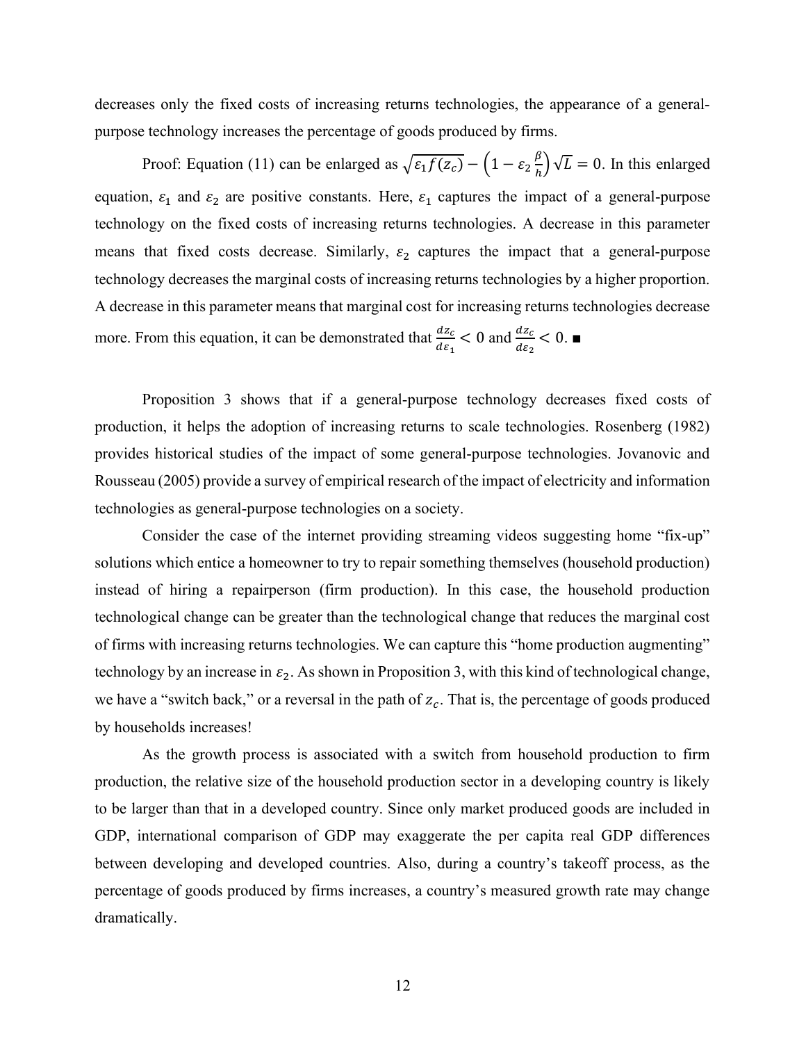decreases only the fixed costs of increasing returns technologies, the appearance of a general-purpose technology increases the percentage of goods produced by firms.

Proof: Equation (11) can be enlarged as $\sqrt{\varepsilon_1 f(z_c)} - \left(1 - \varepsilon_2 \frac{\beta}{h}\right)\sqrt{L} = 0$. In this enlarged equation, $\varepsilon_1$ and $\varepsilon_2$ are positive constants. Here, $\varepsilon_1$ captures the impact of a general-purpose technology on the fixed costs of increasing returns technologies. A decrease in this parameter means that fixed costs decrease. Similarly, $\varepsilon_2$ captures the impact that a general-purpose technology decreases the marginal costs of increasing returns technologies by a higher proportion. A decrease in this parameter means that marginal cost for increasing returns technologies decrease more. From this equation, it can be demonstrated that $\frac{dz_c}{d\varepsilon_1} < 0$ and $\frac{dz_c}{d\varepsilon_2} < 0$. ■

Proposition 3 shows that if a general-purpose technology decreases fixed costs of production, it helps the adoption of increasing returns to scale technologies. Rosenberg (1982) provides historical studies of the impact of some general-purpose technologies. Jovanovic and Rousseau (2005) provide a survey of empirical research of the impact of electricity and information technologies as general-purpose technologies on a society.

Consider the case of the internet providing streaming videos suggesting home "fix-up" solutions which entice a homeowner to try to repair something themselves (household production) instead of hiring a repairperson (firm production). In this case, the household production technological change can be greater than the technological change that reduces the marginal cost of firms with increasing returns technologies. We can capture this "home production augmenting" technology by an increase in $\varepsilon_2$. As shown in Proposition 3, with this kind of technological change, we have a "switch back," or a reversal in the path of $z_c$. That is, the percentage of goods produced by households increases!

As the growth process is associated with a switch from household production to firm production, the relative size of the household production sector in a developing country is likely to be larger than that in a developed country. Since only market produced goods are included in GDP, international comparison of GDP may exaggerate the per capita real GDP differences between developing and developed countries. Also, during a country's takeoff process, as the percentage of goods produced by firms increases, a country's measured growth rate may change dramatically.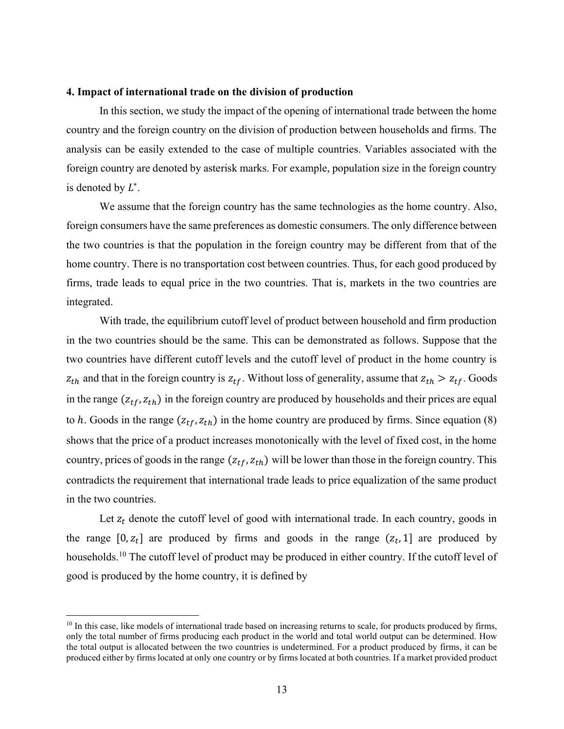### 4. Impact of international trade on the division of production

In this section, we study the impact of the opening of international trade between the home country and the foreign country on the division of production between households and firms. The analysis can be easily extended to the case of multiple countries. Variables associated with the foreign country are denoted by asterisk marks. For example, population size in the foreign country is denoted by $L^*$.

We assume that the foreign country has the same technologies as the home country. Also, foreign consumers have the same preferences as domestic consumers. The only difference between the two countries is that the population in the foreign country may be different from that of the home country. There is no transportation cost between countries. Thus, for each good produced by firms, trade leads to equal price in the two countries. That is, markets in the two countries are integrated.

With trade, the equilibrium cutoff level of product between household and firm production in the two countries should be the same. This can be demonstrated as follows. Suppose that the two countries have different cutoff levels and the cutoff level of product in the home country is $z_{th}$ and that in the foreign country is $z_{tf}$. Without loss of generality, assume that $z_{th} > z_{tf}$. Goods in the range $(z_{tf}, z_{th})$ in the foreign country are produced by households and their prices are equal to $h$. Goods in the range $(z_{tf}, z_{th})$ in the home country are produced by firms. Since equation (8) shows that the price of a product increases monotonically with the level of fixed cost, in the home country, prices of goods in the range $(z_{tf}, z_{th})$ will be lower than those in the foreign country. This contradicts the requirement that international trade leads to price equalization of the same product in the two countries.

Let $z_t$ denote the cutoff level of good with international trade. In each country, goods in the range $[0, z_t]$ are produced by firms and goods in the range $(z_t, 1]$ are produced by households.[10] The cutoff level of product may be produced in either country. If the cutoff level of good is produced by the home country, it is defined by

[10] In this case, like models of international trade based on increasing returns to scale, for products produced by firms, only the total number of firms producing each product in the world and total world output can be determined. How the total output is allocated between the two countries is undetermined. For a product produced by firms, it can be produced either by firms located at only one country or by firms located at both countries. If a market provided product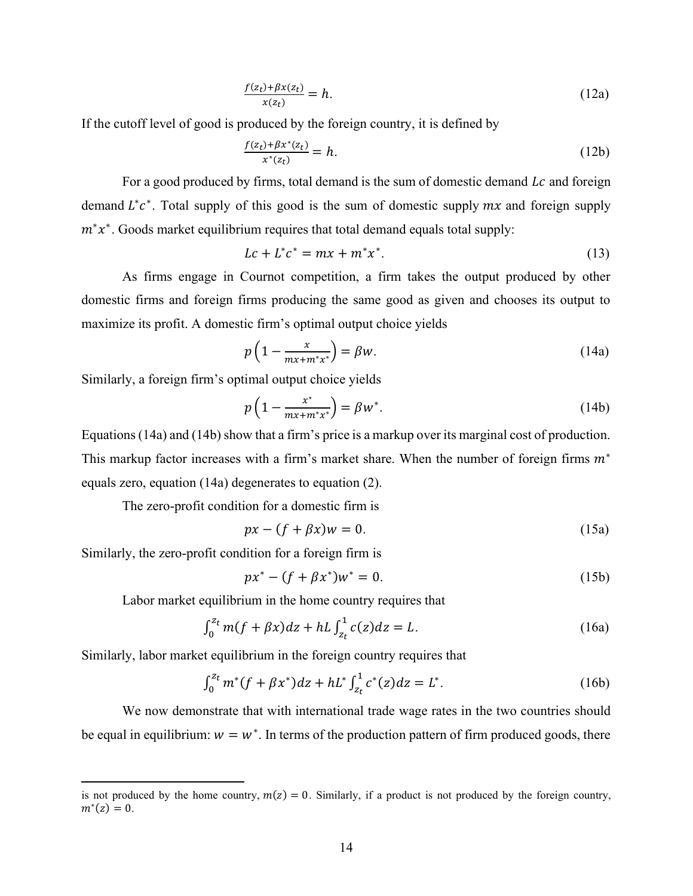$$\frac{f(z_t)+\beta x(z_t)}{x(z_t)} = h. \tag{12a}$$

If the cutoff level of good is produced by the foreign country, it is defined by

$$\frac{f(z_t)+\beta x^*(z_t)}{x^*(z_t)} = h. \tag{12b}$$

For a good produced by firms, total demand is the sum of domestic demand $Lc$ and foreign demand $L^*c^*$. Total supply of this good is the sum of domestic supply $mx$ and foreign supply $m^*x^*$. Goods market equilibrium requires that total demand equals total supply:

$$Lc + L^*c^* = mx + m^*x^*. \tag{13}$$

As firms engage in Cournot competition, a firm takes the output produced by other domestic firms and foreign firms producing the same good as given and chooses its output to maximize its profit. A domestic firm's optimal output choice yields

$$p\left(1 - \frac{x}{mx+m^*x^*}\right) = \beta w. \tag{14a}$$

Similarly, a foreign firm's optimal output choice yields

$$p\left(1 - \frac{x^*}{mx+m^*x^*}\right) = \beta w^*. \tag{14b}$$

Equations (14a) and (14b) show that a firm's price is a markup over its marginal cost of production. This markup factor increases with a firm's market share. When the number of foreign firms $m^*$ equals zero, equation (14a) degenerates to equation (2).

The zero-profit condition for a domestic firm is

$$px - (f + \beta x)w = 0. \tag{15a}$$

Similarly, the zero-profit condition for a foreign firm is

$$px^* - (f + \beta x^*)w^* = 0. \tag{15b}$$

Labor market equilibrium in the home country requires that

$$\int_0^{z_t} m(f + \beta x)dz + hL\int_{z_t}^1 c(z)dz = L. \tag{16a}$$

Similarly, labor market equilibrium in the foreign country requires that

$$\int_0^{z_t} m^*(f + \beta x^*)dz + hL^*\int_{z_t}^1 c^*(z)dz = L^*. \tag{16b}$$

We now demonstrate that with international trade wage rates in the two countries should be equal in equilibrium: $w = w^*$. In terms of the production pattern of firm produced goods, there

---

is not produced by the home country, $m(z) = 0$. Similarly, if a product is not produced by the foreign country, $m^*(z) = 0$.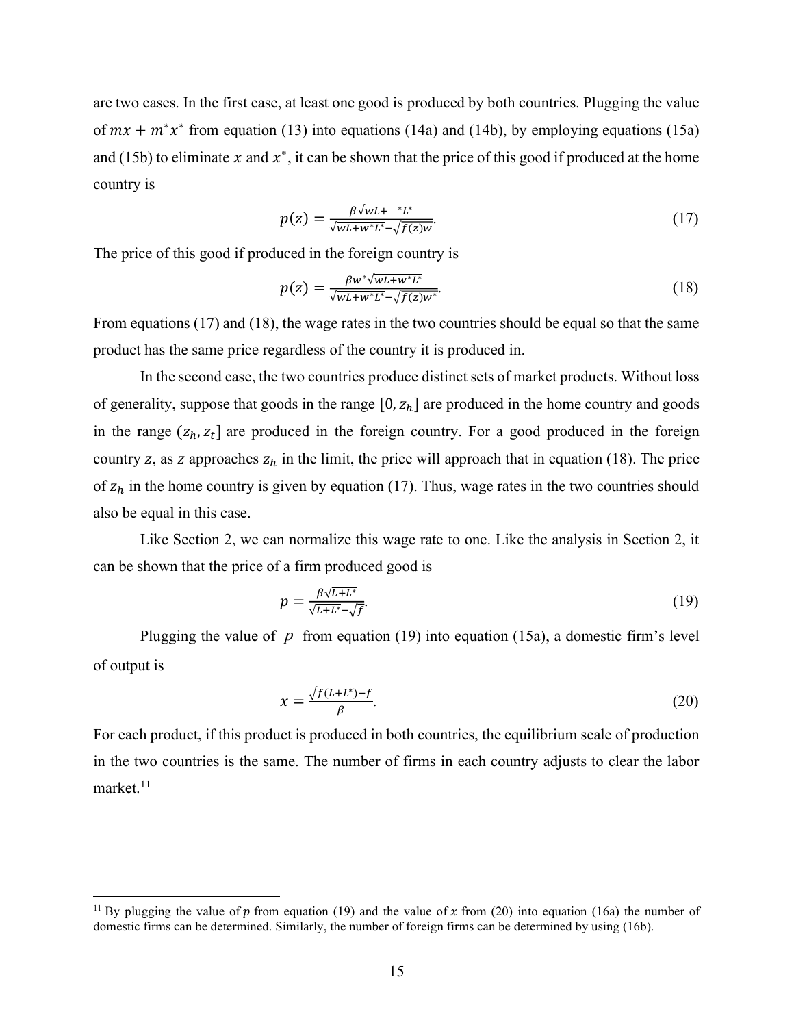are two cases. In the first case, at least one good is produced by both countries. Plugging the value of $mx + m^*x^*$ from equation (13) into equations (14a) and (14b), by employing equations (15a) and (15b) to eliminate $x$ and $x^*$, it can be shown that the price of this good if produced at the home country is

$$p(z) = \frac{\beta\sqrt{wL + \quad {}^*L^*}}{\sqrt{wL + w^*L^*} - \sqrt{f(z)w}}. \tag{17}$$

The price of this good if produced in the foreign country is

$$p(z) = \frac{\beta w^*\sqrt{wL + w^*L^*}}{\sqrt{wL + w^*L^*} - \sqrt{f(z)w^*}}. \tag{18}$$

From equations (17) and (18), the wage rates in the two countries should be equal so that the same product has the same price regardless of the country it is produced in.

In the second case, the two countries produce distinct sets of market products. Without loss of generality, suppose that goods in the range $[0, z_h]$ are produced in the home country and goods in the range $(z_h, z_t]$ are produced in the foreign country. For a good produced in the foreign country $z$, as $z$ approaches $z_h$ in the limit, the price will approach that in equation (18). The price of $z_h$ in the home country is given by equation (17). Thus, wage rates in the two countries should also be equal in this case.

Like Section 2, we can normalize this wage rate to one. Like the analysis in Section 2, it can be shown that the price of a firm produced good is

$$p = \frac{\beta\sqrt{L + L^*}}{\sqrt{L + L^*} - \sqrt{f}}. \tag{19}$$

Plugging the value of $p$ from equation (19) into equation (15a), a domestic firm's level of output is

$$x = \frac{\sqrt{f(L + L^*)} - f}{\beta}. \tag{20}$$

For each product, if this product is produced in both countries, the equilibrium scale of production in the two countries is the same. The number of firms in each country adjusts to clear the labor market.[11]

[11] By plugging the value of $p$ from equation (19) and the value of $x$ from (20) into equation (16a) the number of domestic firms can be determined. Similarly, the number of foreign firms can be determined by using (16b).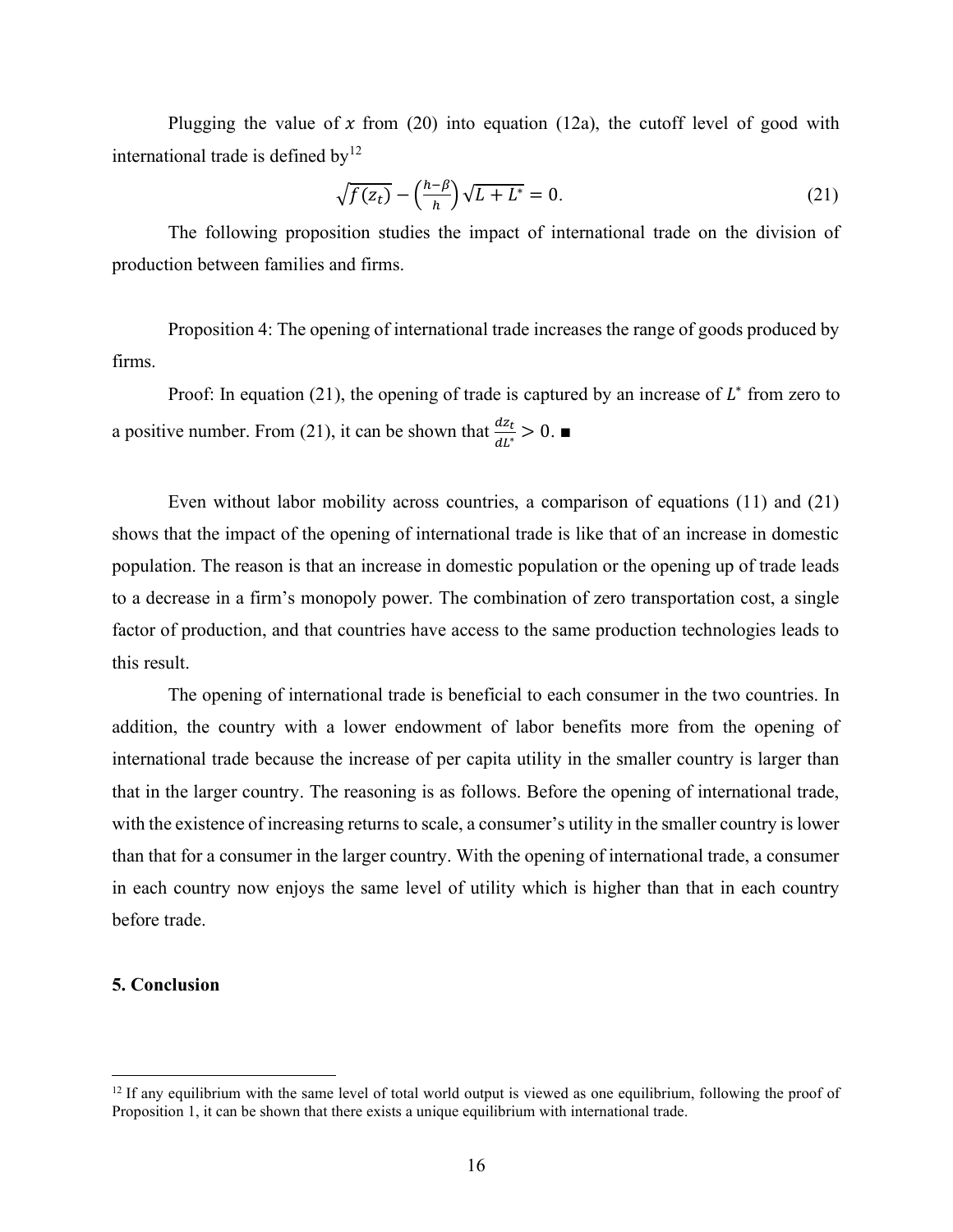Plugging the value of $x$ from (20) into equation (12a), the cutoff level of good with international trade is defined by[12]

$$\sqrt{f(z_t)} - \left(\frac{h-\beta}{h}\right)\sqrt{L+L^*} = 0. \tag{21}$$

The following proposition studies the impact of international trade on the division of production between families and firms.

Proposition 4: The opening of international trade increases the range of goods produced by firms.

Proof: In equation (21), the opening of trade is captured by an increase of $L^*$ from zero to a positive number. From (21), it can be shown that $\frac{dz_t}{dL^*} > 0$. ■

Even without labor mobility across countries, a comparison of equations (11) and (21) shows that the impact of the opening of international trade is like that of an increase in domestic population. The reason is that an increase in domestic population or the opening up of trade leads to a decrease in a firm's monopoly power. The combination of zero transportation cost, a single factor of production, and that countries have access to the same production technologies leads to this result.

The opening of international trade is beneficial to each consumer in the two countries. In addition, the country with a lower endowment of labor benefits more from the opening of international trade because the increase of per capita utility in the smaller country is larger than that in the larger country. The reasoning is as follows. Before the opening of international trade, with the existence of increasing returns to scale, a consumer's utility in the smaller country is lower than that for a consumer in the larger country. With the opening of international trade, a consumer in each country now enjoys the same level of utility which is higher than that in each country before trade.

## 5. Conclusion

[12] If any equilibrium with the same level of total world output is viewed as one equilibrium, following the proof of Proposition 1, it can be shown that there exists a unique equilibrium with international trade.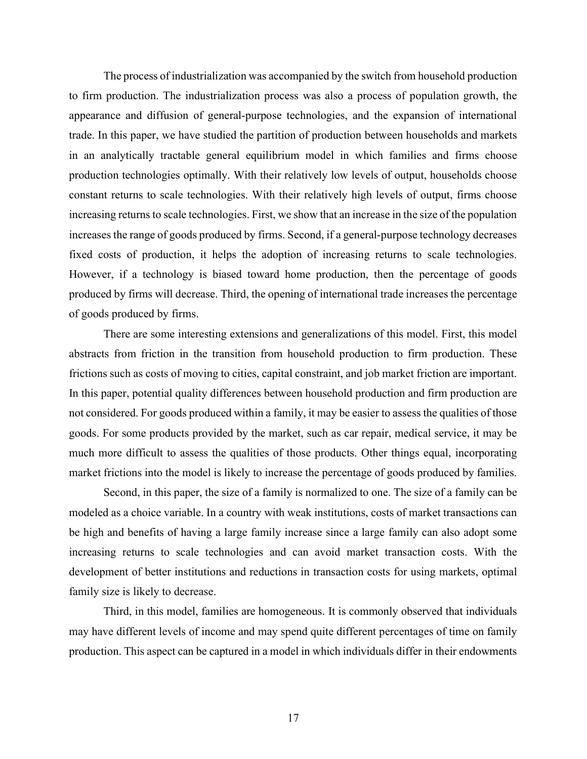The process of industrialization was accompanied by the switch from household production to firm production. The industrialization process was also a process of population growth, the appearance and diffusion of general-purpose technologies, and the expansion of international trade. In this paper, we have studied the partition of production between households and markets in an analytically tractable general equilibrium model in which families and firms choose production technologies optimally. With their relatively low levels of output, households choose constant returns to scale technologies. With their relatively high levels of output, firms choose increasing returns to scale technologies. First, we show that an increase in the size of the population increases the range of goods produced by firms. Second, if a general-purpose technology decreases fixed costs of production, it helps the adoption of increasing returns to scale technologies. However, if a technology is biased toward home production, then the percentage of goods produced by firms will decrease. Third, the opening of international trade increases the percentage of goods produced by firms.

There are some interesting extensions and generalizations of this model. First, this model abstracts from friction in the transition from household production to firm production. These frictions such as costs of moving to cities, capital constraint, and job market friction are important. In this paper, potential quality differences between household production and firm production are not considered. For goods produced within a family, it may be easier to assess the qualities of those goods. For some products provided by the market, such as car repair, medical service, it may be much more difficult to assess the qualities of those products. Other things equal, incorporating market frictions into the model is likely to increase the percentage of goods produced by families.

Second, in this paper, the size of a family is normalized to one. The size of a family can be modeled as a choice variable. In a country with weak institutions, costs of market transactions can be high and benefits of having a large family increase since a large family can also adopt some increasing returns to scale technologies and can avoid market transaction costs. With the development of better institutions and reductions in transaction costs for using markets, optimal family size is likely to decrease.

Third, in this model, families are homogeneous. It is commonly observed that individuals may have different levels of income and may spend quite different percentages of time on family production. This aspect can be captured in a model in which individuals differ in their endowments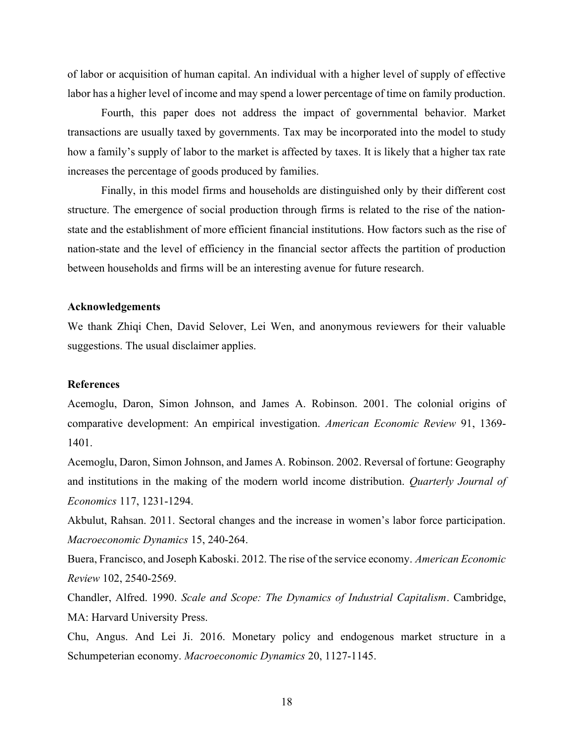of labor or acquisition of human capital. An individual with a higher level of supply of effective labor has a higher level of income and may spend a lower percentage of time on family production.

Fourth, this paper does not address the impact of governmental behavior. Market transactions are usually taxed by governments. Tax may be incorporated into the model to study how a family's supply of labor to the market is affected by taxes. It is likely that a higher tax rate increases the percentage of goods produced by families.

Finally, in this model firms and households are distinguished only by their different cost structure. The emergence of social production through firms is related to the rise of the nation-state and the establishment of more efficient financial institutions. How factors such as the rise of nation-state and the level of efficiency in the financial sector affects the partition of production between households and firms will be an interesting avenue for future research.

**Acknowledgements**

We thank Zhiqi Chen, David Selover, Lei Wen, and anonymous reviewers for their valuable suggestions. The usual disclaimer applies.

**References**

Acemoglu, Daron, Simon Johnson, and James A. Robinson. 2001. The colonial origins of comparative development: An empirical investigation. *American Economic Review* 91, 1369-1401.

Acemoglu, Daron, Simon Johnson, and James A. Robinson. 2002. Reversal of fortune: Geography and institutions in the making of the modern world income distribution. *Quarterly Journal of Economics* 117, 1231-1294.

Akbulut, Rahsan. 2011. Sectoral changes and the increase in women's labor force participation. *Macroeconomic Dynamics* 15, 240-264.

Buera, Francisco, and Joseph Kaboski. 2012. The rise of the service economy. *American Economic Review* 102, 2540-2569.

Chandler, Alfred. 1990. *Scale and Scope: The Dynamics of Industrial Capitalism*. Cambridge, MA: Harvard University Press.

Chu, Angus. And Lei Ji. 2016. Monetary policy and endogenous market structure in a Schumpeterian economy. *Macroeconomic Dynamics* 20, 1127-1145.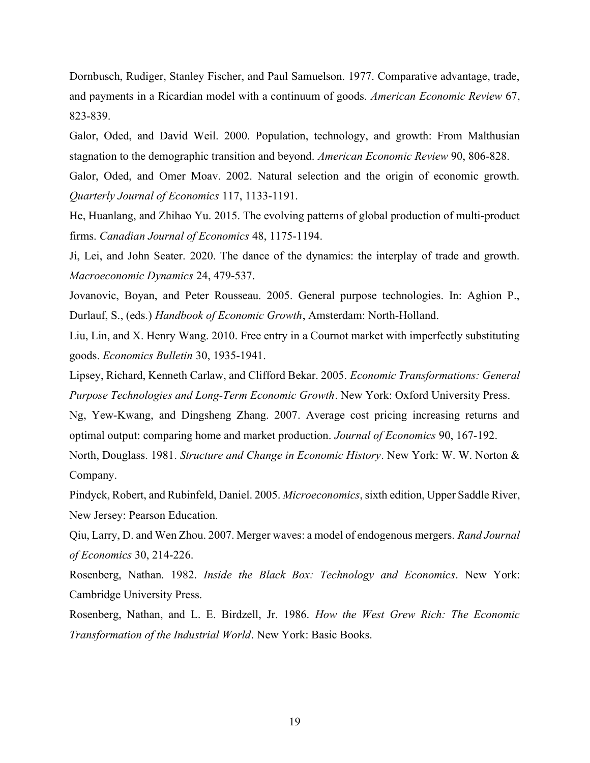Dornbusch, Rudiger, Stanley Fischer, and Paul Samuelson. 1977. Comparative advantage, trade, and payments in a Ricardian model with a continuum of goods. *American Economic Review* 67, 823-839.

Galor, Oded, and David Weil. 2000. Population, technology, and growth: From Malthusian stagnation to the demographic transition and beyond. *American Economic Review* 90, 806-828.

Galor, Oded, and Omer Moav. 2002. Natural selection and the origin of economic growth. *Quarterly Journal of Economics* 117, 1133-1191.

He, Huanlang, and Zhihao Yu. 2015. The evolving patterns of global production of multi-product firms. *Canadian Journal of Economics* 48, 1175-1194.

Ji, Lei, and John Seater. 2020. The dance of the dynamics: the interplay of trade and growth. *Macroeconomic Dynamics* 24, 479-537.

Jovanovic, Boyan, and Peter Rousseau. 2005. General purpose technologies. In: Aghion P., Durlauf, S., (eds.) *Handbook of Economic Growth*, Amsterdam: North-Holland.

Liu, Lin, and X. Henry Wang. 2010. Free entry in a Cournot market with imperfectly substituting goods. *Economics Bulletin* 30, 1935-1941.

Lipsey, Richard, Kenneth Carlaw, and Clifford Bekar. 2005. *Economic Transformations: General Purpose Technologies and Long-Term Economic Growth*. New York: Oxford University Press.

Ng, Yew-Kwang, and Dingsheng Zhang. 2007. Average cost pricing increasing returns and optimal output: comparing home and market production. *Journal of Economics* 90, 167-192.

North, Douglass. 1981. *Structure and Change in Economic History*. New York: W. W. Norton & Company.

Pindyck, Robert, and Rubinfeld, Daniel. 2005. *Microeconomics*, sixth edition, Upper Saddle River, New Jersey: Pearson Education.

Qiu, Larry, D. and Wen Zhou. 2007. Merger waves: a model of endogenous mergers. *Rand Journal of Economics* 30, 214-226.

Rosenberg, Nathan. 1982. *Inside the Black Box: Technology and Economics*. New York: Cambridge University Press.

Rosenberg, Nathan, and L. E. Birdzell, Jr. 1986. *How the West Grew Rich: The Economic Transformation of the Industrial World*. New York: Basic Books.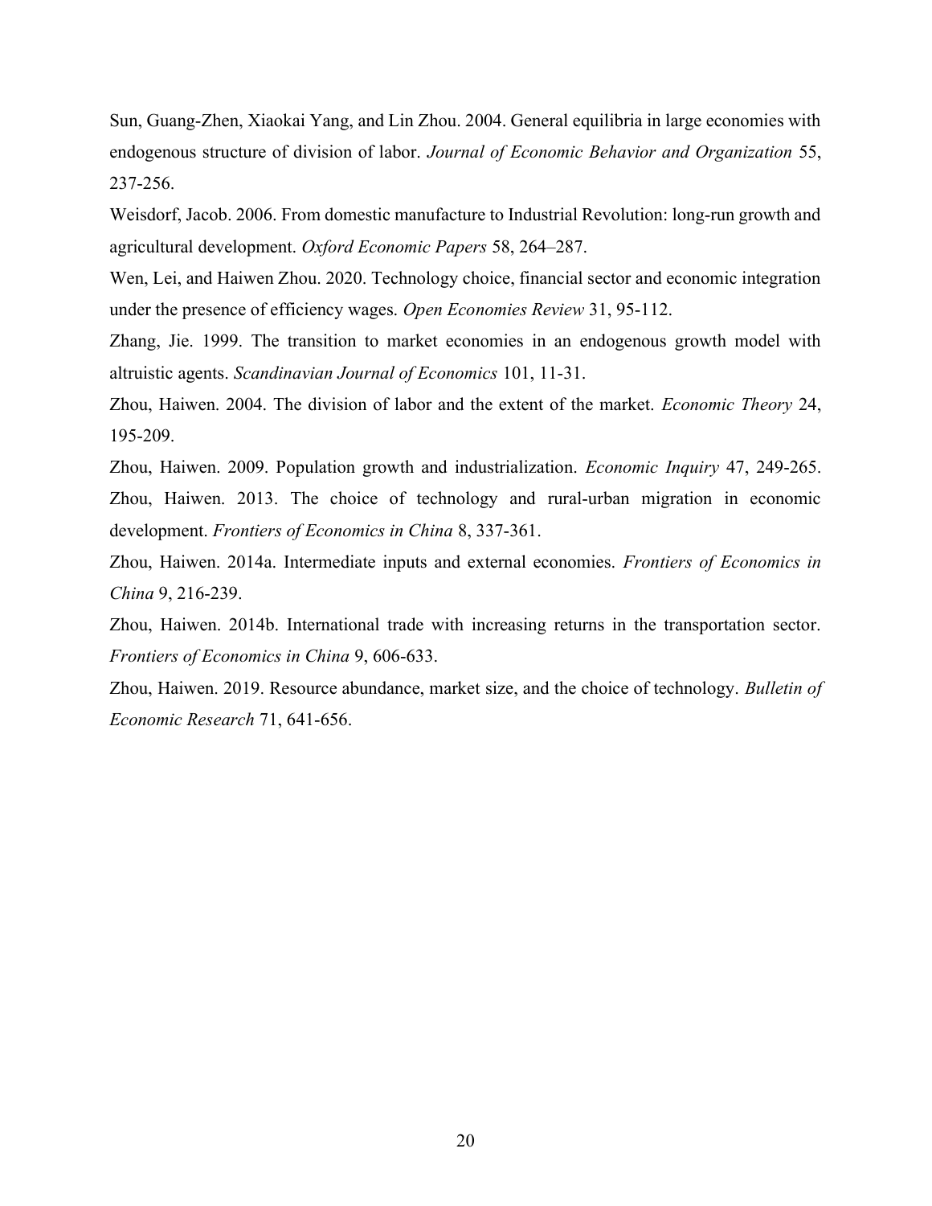Sun, Guang-Zhen, Xiaokai Yang, and Lin Zhou. 2004. General equilibria in large economies with endogenous structure of division of labor. *Journal of Economic Behavior and Organization* 55, 237-256.

Weisdorf, Jacob. 2006. From domestic manufacture to Industrial Revolution: long-run growth and agricultural development. *Oxford Economic Papers* 58, 264–287.

Wen, Lei, and Haiwen Zhou. 2020. Technology choice, financial sector and economic integration under the presence of efficiency wages. *Open Economies Review* 31, 95-112.

Zhang, Jie. 1999. The transition to market economies in an endogenous growth model with altruistic agents. *Scandinavian Journal of Economics* 101, 11-31.

Zhou, Haiwen. 2004. The division of labor and the extent of the market. *Economic Theory* 24, 195-209.

Zhou, Haiwen. 2009. Population growth and industrialization. *Economic Inquiry* 47, 249-265.

Zhou, Haiwen. 2013. The choice of technology and rural-urban migration in economic development. *Frontiers of Economics in China* 8, 337-361.

Zhou, Haiwen. 2014a. Intermediate inputs and external economies. *Frontiers of Economics in China* 9, 216-239.

Zhou, Haiwen. 2014b. International trade with increasing returns in the transportation sector. *Frontiers of Economics in China* 9, 606-633.

Zhou, Haiwen. 2019. Resource abundance, market size, and the choice of technology. *Bulletin of Economic Research* 71, 641-656.